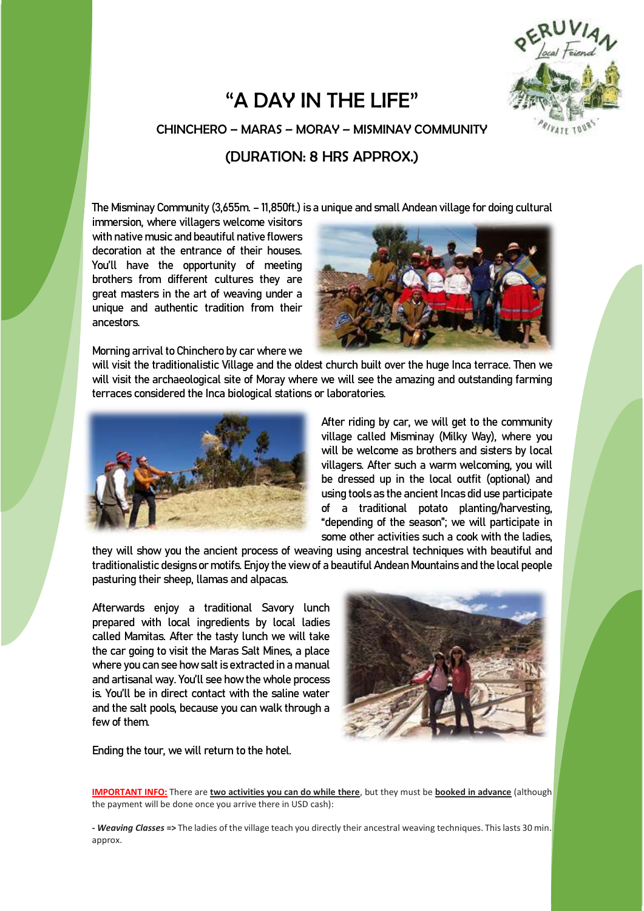# "A DAY IN THE LIFE"

## CHINCHERO – MARAS – MORAY – MISMINAY COMMUNITY

## (DURATION: 8 HRS APPROX.)

The Misminay Community (3,655m. – 11,850ft.) is a unique and small Andean village for doing cultural immersion, where villagers welcome visitors with native music and beautiful native flowers decoration at the entrance of their houses. You'll have the opportunity of meeting brothers from different cultures they are great masters in the art of weaving under a unique and authentic tradition from their ancestors.

Morning arrival to Chinchero by car where we will visit the traditionalistic Village and the oldest church built over the huge Inca terrace. Then we will visit the archaeological site of Moray where we will see the amazing and outstanding farming terraces considered the Inca biological stations or laboratories.

After riding by car, we will get to the community village called Misminay (Milky Way), where you will be welcome as brothers and sisters by local villagers. After such a warm welcoming, you will be dressed up in the local outfit (optional) and using tools as the ancient Incas did use participate of a traditional potato planting/harvesting, "depending of the season"; we will participate in some other activities such a cook with the ladies, they will show you the ancient process of weaving using ancestral techniques with beautiful and traditionalistic designs or motifs. Enjoy the view of a beautiful Andean Mountains and the local people pasturing their sheep, llamas and alpacas.

Afterwards enjoy a traditional Savory lunch prepared with local ingredients by local ladies called Mamitas. After the tasty lunch we will take the car going to visit the Maras Salt Mines, a place where you can see how salt is extracted in a manual and artisanal way. You'll see how the whole process is. You'll be in direct contact with the saline water and the salt pools, because you can walk through a few of them.

Ending the tour, we will return to the hotel.

**IMPORTANT INFO:** There are **two activities you can do while there**, but they must be **booked in advance** (although the payment will be done once you arrive there in USD cash):

- ***Weaving Classes* =>** The ladies of the village teach you directly their ancestral weaving techniques. This lasts 30 min. approx.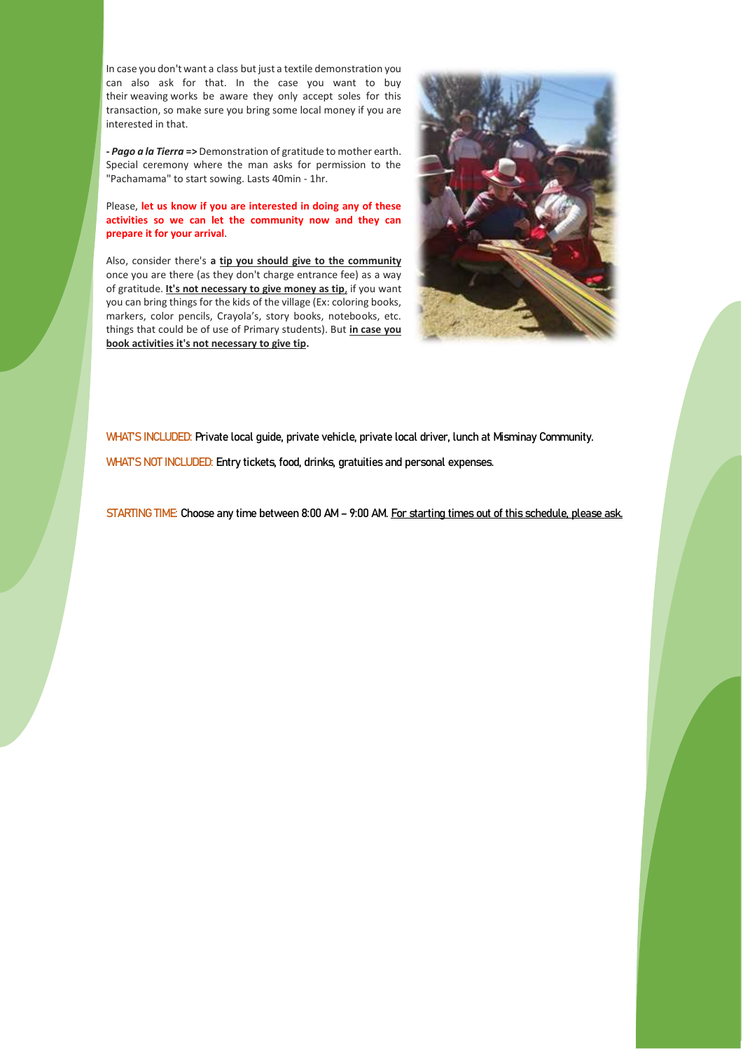In case you don't want a class but just a textile demonstration you can also ask for that. In the case you want to buy their weaving works be aware they only accept soles for this transaction, so make sure you bring some local money if you are interested in that.

***- Pago a la Tierra* =>** Demonstration of gratitude to mother earth. Special ceremony where the man asks for permission to the "Pachamama" to start sowing. Lasts 40min - 1hr.

Please, **let us know if you are interested in doing any of these activities so we can let the community now and they can prepare it for your arrival**.

Also, consider there's **a <u>tip you should give to the community</u>** once you are there (as they don't charge entrance fee) as a way of gratitude. **<u>It's not necessary to give money as tip</u>**, if you want you can bring things for the kids of the village (Ex: coloring books, markers, color pencils, Crayola's, story books, notebooks, etc. things that could be of use of Primary students). But **<u>in case you book activities it's not necessary to give tip</u>.**

WHAT'S INCLUDED: Private local guide, private vehicle, private local driver, lunch at Misminay Community.

WHAT'S NOT INCLUDED: Entry tickets, food, drinks, gratuities and personal expenses.

STARTING TIME: Choose any time between 8:00 AM – 9:00 AM. <u>For starting times out of this schedule, please ask.</u>